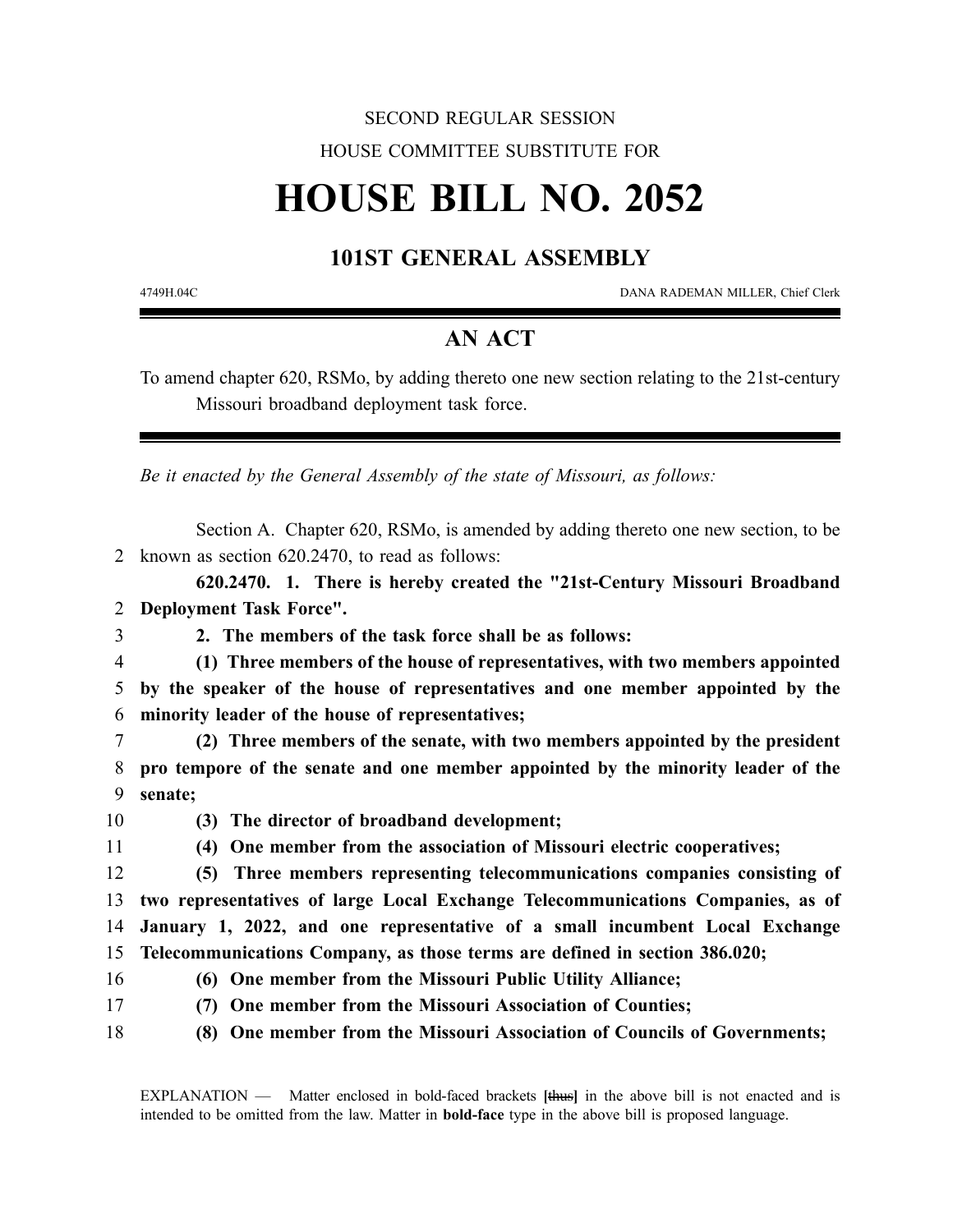SECOND REGULAR SESSION

HOUSE COMMITTEE SUBSTITUTE FOR

# HOUSE BILL NO. 2052

## 101ST GENERAL ASSEMBLY

4749H.04C DANA RADEMAN MILLER, Chief Clerk

## AN ACT

To amend chapter 620, RSMo, by adding thereto one new section relating to the 21st-century Missouri broadband deployment task force.

*Be it enacted by the General Assembly of the state of Missouri, as follows:*

Section A. Chapter 620, RSMo, is amended by adding thereto one new section, to be known as section 620.2470, to read as follows:

**620.2470. 1. There is hereby created the "21st-Century Missouri Broadband Deployment Task Force".**

**2. The members of the task force shall be as follows:**

**(1) Three members of the house of representatives, with two members appointed by the speaker of the house of representatives and one member appointed by the minority leader of the house of representatives;**

**(2) Three members of the senate, with two members appointed by the president pro tempore of the senate and one member appointed by the minority leader of the senate;**

**(3) The director of broadband development;**

**(4) One member from the association of Missouri electric cooperatives;**

**(5) Three members representing telecommunications companies consisting of two representatives of large Local Exchange Telecommunications Companies, as of January 1, 2022, and one representative of a small incumbent Local Exchange Telecommunications Company, as those terms are defined in section 386.020;**

**(6) One member from the Missouri Public Utility Alliance;**

**(7) One member from the Missouri Association of Counties;**

**(8) One member from the Missouri Association of Councils of Governments;**

EXPLANATION — Matter enclosed in bold-faced brackets **[~~thus~~]** in the above bill is not enacted and is intended to be omitted from the law. Matter in **bold-face** type in the above bill is proposed language.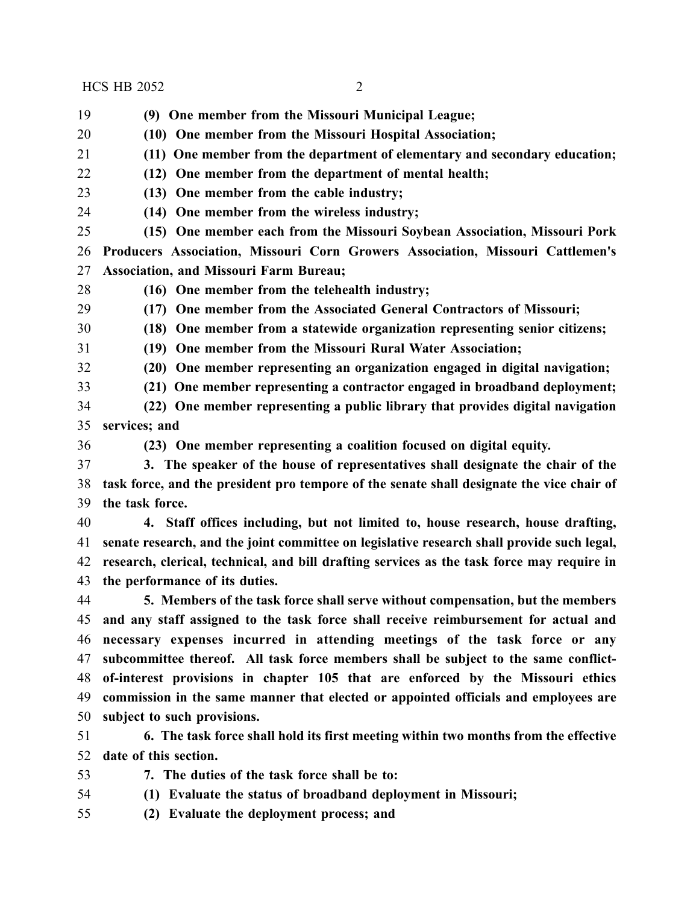**(9) One member from the Missouri Municipal League;**

**(10) One member from the Missouri Hospital Association;**

**(11) One member from the department of elementary and secondary education;**

**(12) One member from the department of mental health;**

**(13) One member from the cable industry;**

**(14) One member from the wireless industry;**

**(15) One member each from the Missouri Soybean Association, Missouri Pork Producers Association, Missouri Corn Growers Association, Missouri Cattlemen's Association, and Missouri Farm Bureau;**

**(16) One member from the telehealth industry;**

**(17) One member from the Associated General Contractors of Missouri;**

**(18) One member from a statewide organization representing senior citizens;**

**(19) One member from the Missouri Rural Water Association;**

**(20) One member representing an organization engaged in digital navigation;**

**(21) One member representing a contractor engaged in broadband deployment;**

**(22) One member representing a public library that provides digital navigation services; and**

**(23) One member representing a coalition focused on digital equity.**

**3. The speaker of the house of representatives shall designate the chair of the task force, and the president pro tempore of the senate shall designate the vice chair of the task force.**

**4. Staff offices including, but not limited to, house research, house drafting, senate research, and the joint committee on legislative research shall provide such legal, research, clerical, technical, and bill drafting services as the task force may require in the performance of its duties.**

**5. Members of the task force shall serve without compensation, but the members and any staff assigned to the task force shall receive reimbursement for actual and necessary expenses incurred in attending meetings of the task force or any subcommittee thereof. All task force members shall be subject to the same conflict-of-interest provisions in chapter 105 that are enforced by the Missouri ethics commission in the same manner that elected or appointed officials and employees are subject to such provisions.**

**6. The task force shall hold its first meeting within two months from the effective date of this section.**

**7. The duties of the task force shall be to:**

**(1) Evaluate the status of broadband deployment in Missouri;**

**(2) Evaluate the deployment process; and**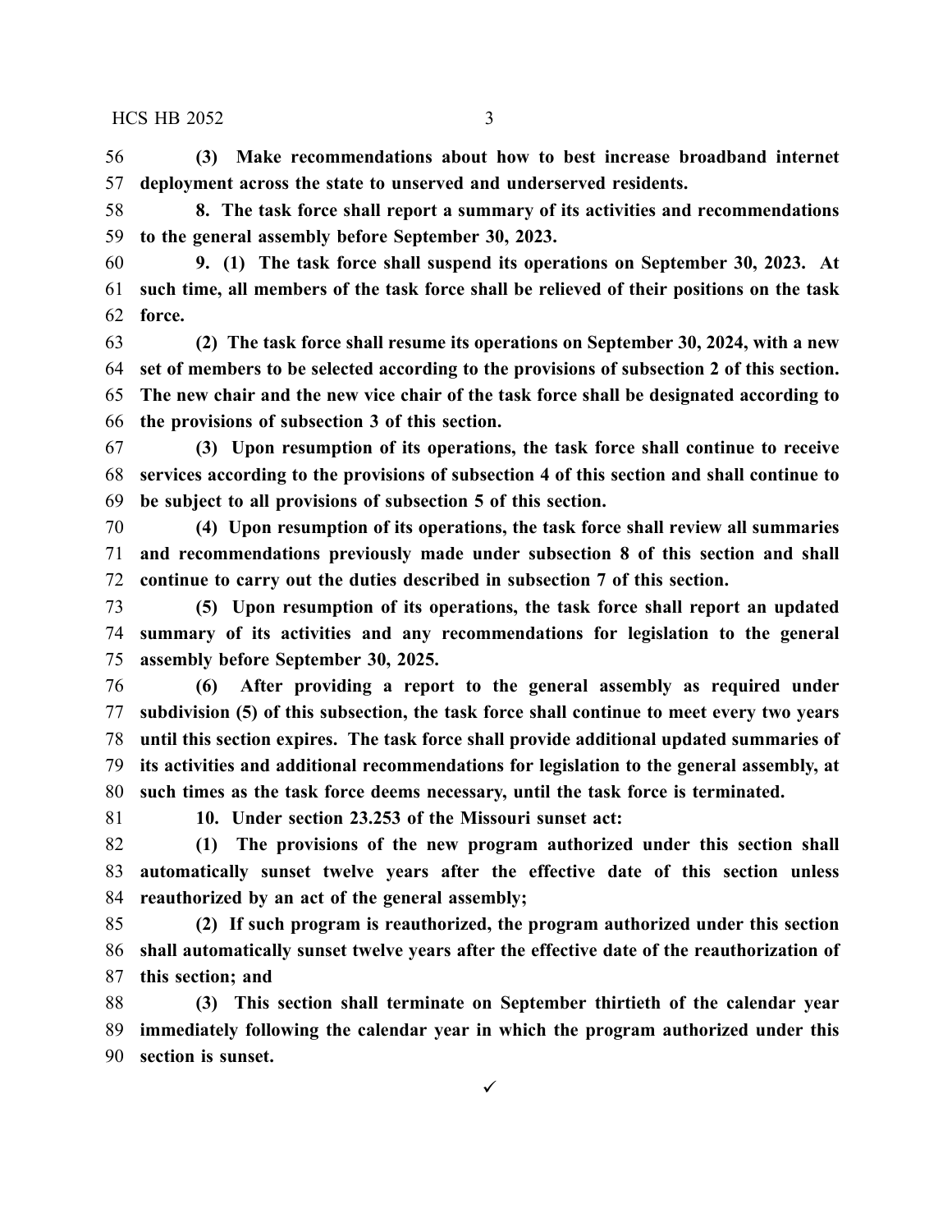**(3) Make recommendations about how to best increase broadband internet deployment across the state to unserved and underserved residents.**

**8. The task force shall report a summary of its activities and recommendations to the general assembly before September 30, 2023.**

**9. (1) The task force shall suspend its operations on September 30, 2023. At such time, all members of the task force shall be relieved of their positions on the task force.**

**(2) The task force shall resume its operations on September 30, 2024, with a new set of members to be selected according to the provisions of subsection 2 of this section. The new chair and the new vice chair of the task force shall be designated according to the provisions of subsection 3 of this section.**

**(3) Upon resumption of its operations, the task force shall continue to receive services according to the provisions of subsection 4 of this section and shall continue to be subject to all provisions of subsection 5 of this section.**

**(4) Upon resumption of its operations, the task force shall review all summaries and recommendations previously made under subsection 8 of this section and shall continue to carry out the duties described in subsection 7 of this section.**

**(5) Upon resumption of its operations, the task force shall report an updated summary of its activities and any recommendations for legislation to the general assembly before September 30, 2025.**

**(6) After providing a report to the general assembly as required under subdivision (5) of this subsection, the task force shall continue to meet every two years until this section expires. The task force shall provide additional updated summaries of its activities and additional recommendations for legislation to the general assembly, at such times as the task force deems necessary, until the task force is terminated.**

**10. Under section 23.253 of the Missouri sunset act:**

**(1) The provisions of the new program authorized under this section shall automatically sunset twelve years after the effective date of this section unless reauthorized by an act of the general assembly;**

**(2) If such program is reauthorized, the program authorized under this section shall automatically sunset twelve years after the effective date of the reauthorization of this section; and**

**(3) This section shall terminate on September thirtieth of the calendar year immediately following the calendar year in which the program authorized under this section is sunset.**

✓